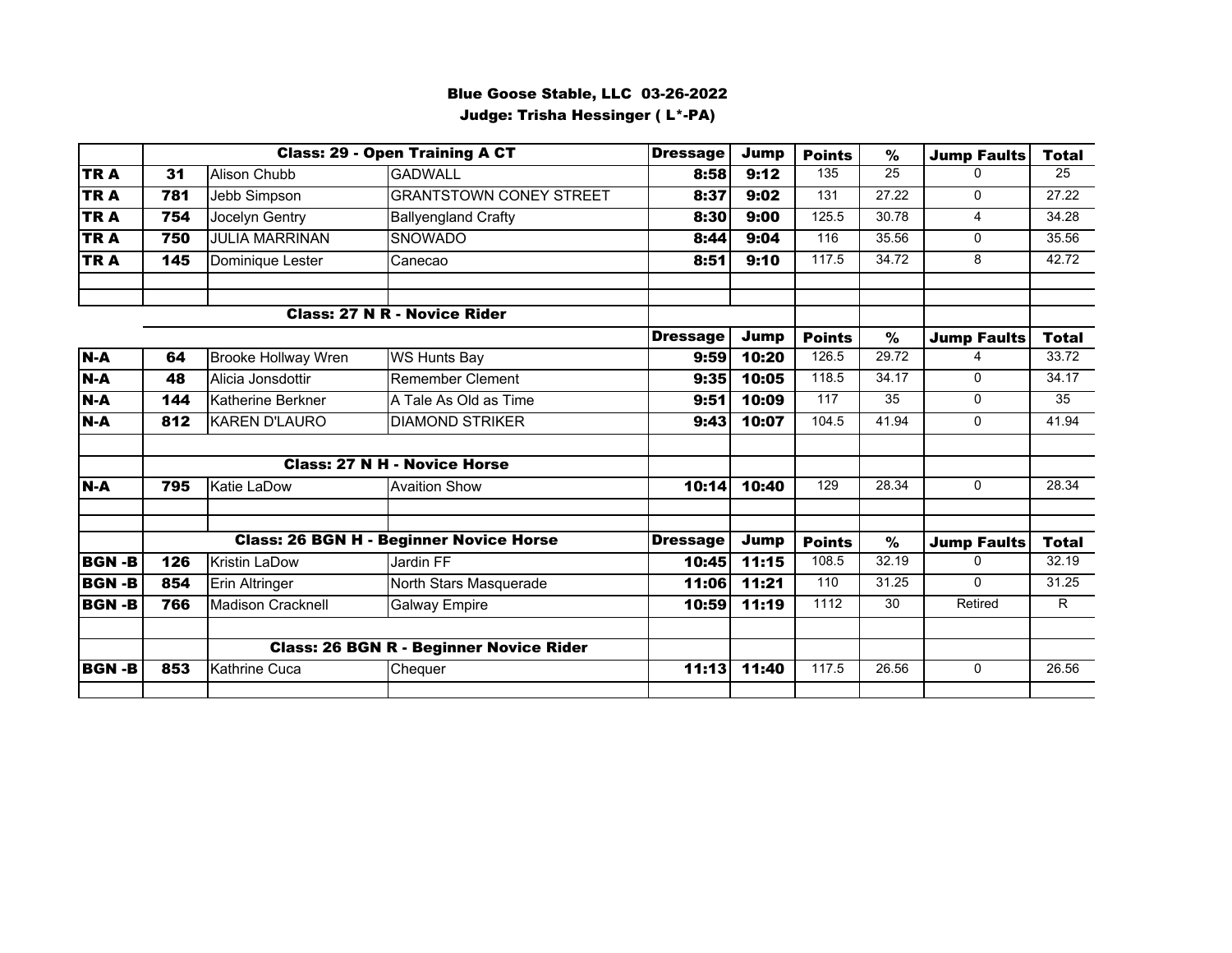## Blue Goose Stable, LLC 03-26-2022

### Judge: Trisha Hessinger ( L*-PA)

| | | Class: 29 - Open Training A CT | | Dressage | Jump | Points | % | Jump Faults | Total |
|---|---|---|---|---|---|---|---|---|---|
| TR A | 31 | Alison Chubb | GADWALL | 8:58 | 9:12 | 135 | 25 | 0 | 25 |
| TR A | 781 | Jebb Simpson | GRANTSTOWN CONEY STREET | 8:37 | 9:02 | 131 | 27.22 | 0 | 27.22 |
| TR A | 754 | Jocelyn Gentry | Ballyengland Crafty | 8:30 | 9:00 | 125.5 | 30.78 | 4 | 34.28 |
| TR A | 750 | JULIA MARRINAN | SNOWADO | 8:44 | 9:04 | 116 | 35.56 | 0 | 35.56 |
| TR A | 145 | Dominique Lester | Canecao | 8:51 | 9:10 | 117.5 | 34.72 | 8 | 42.72 |
| | | | | | | | | | |
| | | | | | | | | | |
| | | Class: 27 N R - Novice Rider | | | | | | | |
| | | | | Dressage | Jump | Points | % | Jump Faults | Total |
| N-A | 64 | Brooke Hollway Wren | WS Hunts Bay | 9:59 | 10:20 | 126.5 | 29.72 | 4 | 33.72 |
| N-A | 48 | Alicia Jonsdottir | Remember Clement | 9:35 | 10:05 | 118.5 | 34.17 | 0 | 34.17 |
| N-A | 144 | Katherine Berkner | A Tale As Old as Time | 9:51 | 10:09 | 117 | 35 | 0 | 35 |
| N-A | 812 | KAREN D'LAURO | DIAMOND STRIKER | 9:43 | 10:07 | 104.5 | 41.94 | 0 | 41.94 |
| | | | | | | | | | |
| | | Class: 27 N H - Novice Horse | | | | | | | |
| N-A | 795 | Katie LaDow | Avaition Show | 10:14 | 10:40 | 129 | 28.34 | 0 | 28.34 |
| | | | | | | | | | |
| | | | | | | | | | |
| | | Class: 26 BGN H - Beginner Novice Horse | | Dressage | Jump | Points | % | Jump Faults | Total |
| BGN -B | 126 | Kristin LaDow | Jardin FF | 10:45 | 11:15 | 108.5 | 32.19 | 0 | 32.19 |
| BGN -B | 854 | Erin Altringer | North Stars Masquerade | 11:06 | 11:21 | 110 | 31.25 | 0 | 31.25 |
| BGN -B | 766 | Madison Cracknell | Galway Empire | 10:59 | 11:19 | 1112 | 30 | Retired | R |
| | | | | | | | | | |
| | | Class: 26 BGN R - Beginner Novice Rider | | | | | | | |
| BGN -B | 853 | Kathrine Cuca | Chequer | 11:13 | 11:40 | 117.5 | 26.56 | 0 | 26.56 |
| | | | | | | | | | |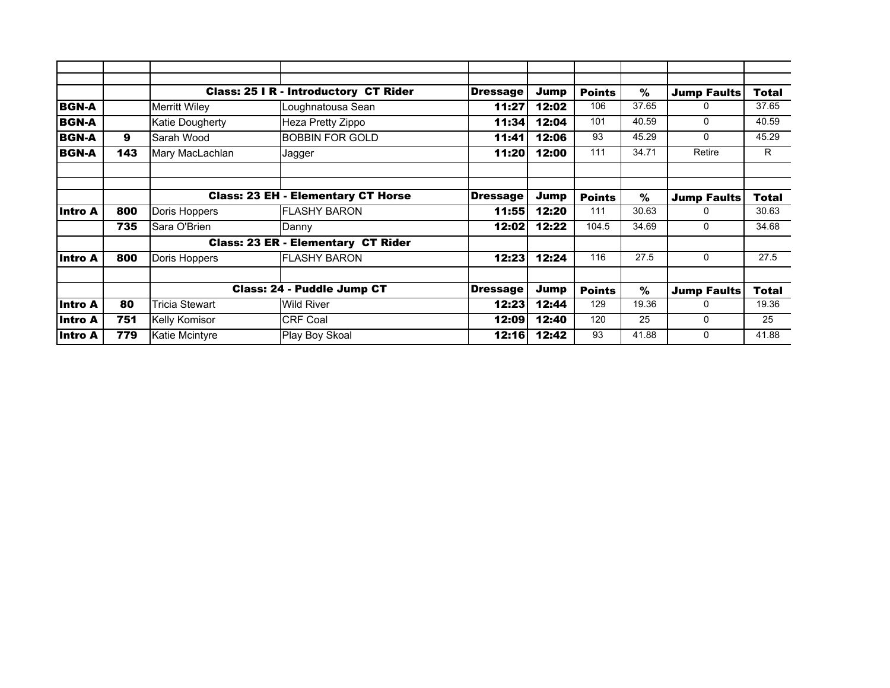| | | | | | | | | | |
|---|---|---|---|---|---|---|---|---|---|
| | | | | | | | | | |
| | | **Class: 25 I R - Introductory CT Rider** | | **Dressage** | **Jump** | **Points** | **%** | **Jump Faults** | **Total** |
| **BGN-A** | | Merritt Wiley | Loughnatousa Sean | **11:27** | **12:02** | 106 | 37.65 | 0 | 37.65 |
| **BGN-A** | | Katie Dougherty | Heza Pretty Zippo | **11:34** | **12:04** | 101 | 40.59 | 0 | 40.59 |
| **BGN-A** | **9** | Sarah Wood | BOBBIN FOR GOLD | **11:41** | **12:06** | 93 | 45.29 | 0 | 45.29 |
| **BGN-A** | **143** | Mary MacLachlan | Jagger | **11:20** | **12:00** | 111 | 34.71 | Retire | R |
| | | | | | | | | | |
| | | | | | | | | | |
| | | **Class: 23 EH - Elementary CT Horse** | | **Dressage** | **Jump** | **Points** | **%** | **Jump Faults** | **Total** |
| **Intro A** | **800** | Doris Hoppers | FLASHY BARON | **11:55** | **12:20** | 111 | 30.63 | 0 | 30.63 |
| | **735** | Sara O'Brien | Danny | **12:02** | **12:22** | 104.5 | 34.69 | 0 | 34.68 |
| | | **Class: 23 ER - Elementary CT Rider** | | | | | | | |
| **Intro A** | **800** | Doris Hoppers | FLASHY BARON | **12:23** | **12:24** | 116 | 27.5 | 0 | 27.5 |
| | | | | | | | | | |
| | | **Class: 24 - Puddle Jump CT** | | **Dressage** | **Jump** | **Points** | **%** | **Jump Faults** | **Total** |
| **Intro A** | **80** | Tricia Stewart | Wild River | **12:23** | **12:44** | 129 | 19.36 | 0 | 19.36 |
| **Intro A** | **751** | Kelly Komisor | CRF Coal | **12:09** | **12:40** | 120 | 25 | 0 | 25 |
| **Intro A** | **779** | Katie Mcintyre | Play Boy Skoal | **12:16** | **12:42** | 93 | 41.88 | 0 | 41.88 |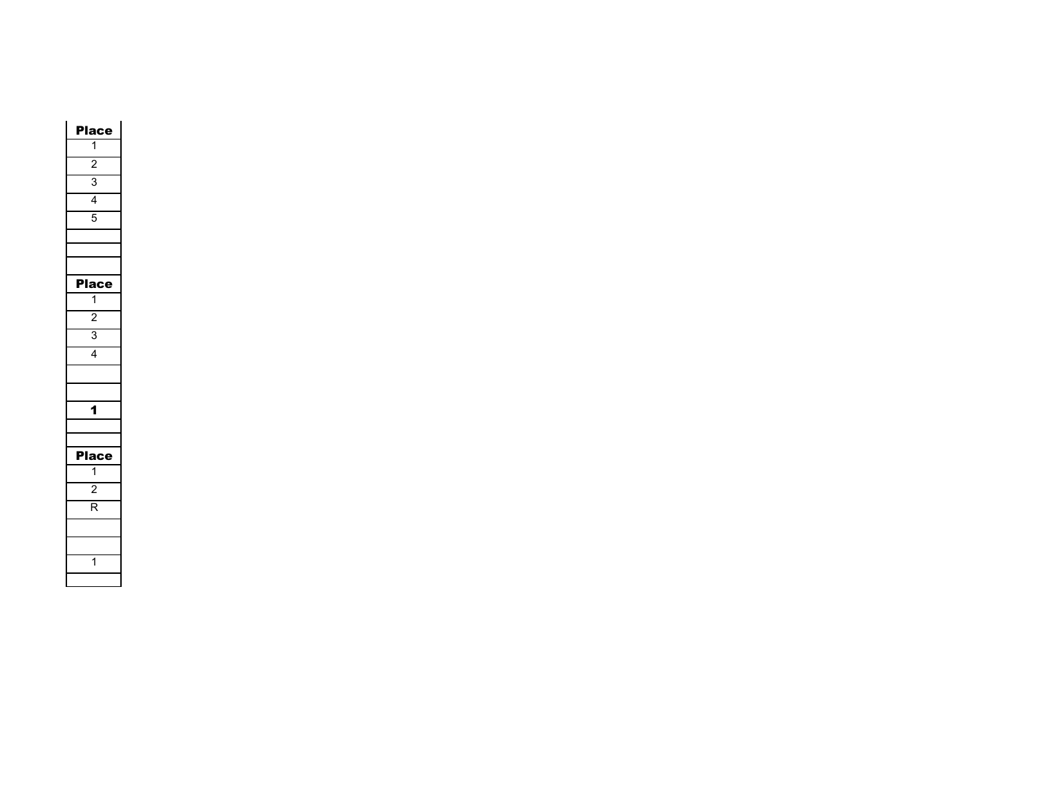| Place |
| --- |
| 1 |
| 2 |
| 3 |
| 4 |
| 5 |
| |
| |
| |
| **Place** |
| 1 |
| 2 |
| 3 |
| 4 |
| |
| |
| **1** |
| |
| |
| **Place** |
| 1 |
| 2 |
| R |
| |
| |
| 1 |
| |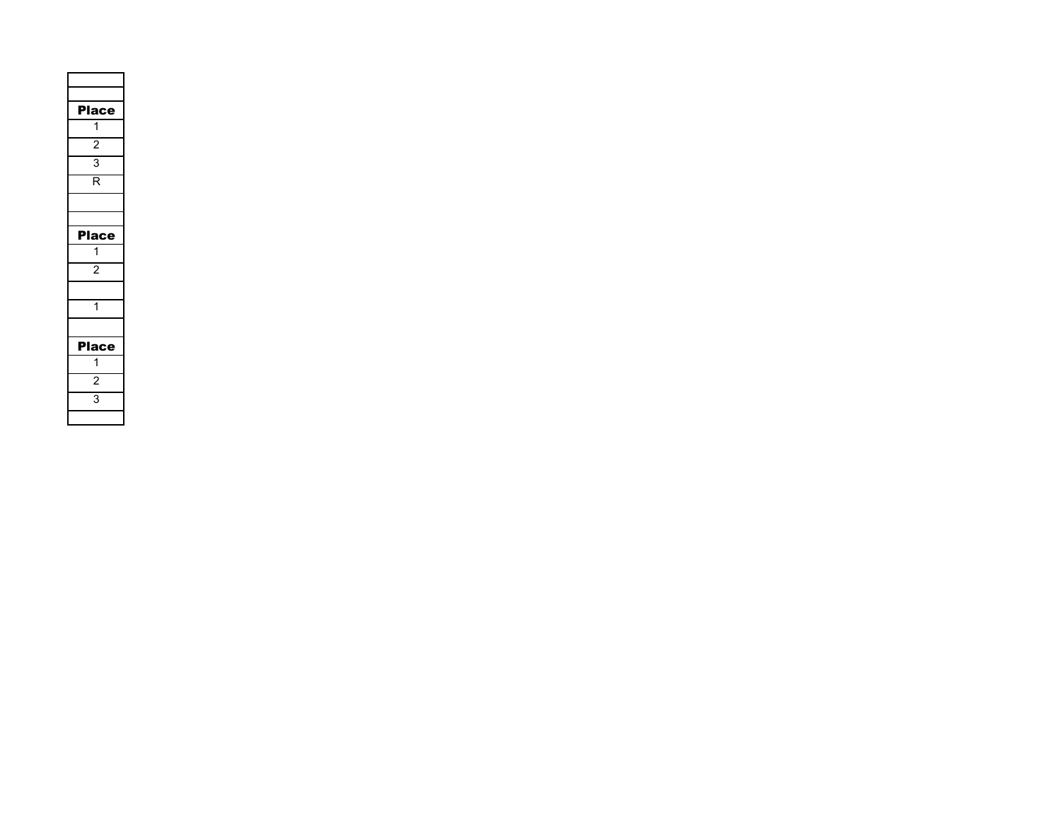| |
|---|
| |
| **Place** |
| 1 |
| 2 |
| 3 |
| R |
| |
| |
| **Place** |
| 1 |
| 2 |
| |
| 1 |
| |
| **Place** |
| 1 |
| 2 |
| 3 |
| |